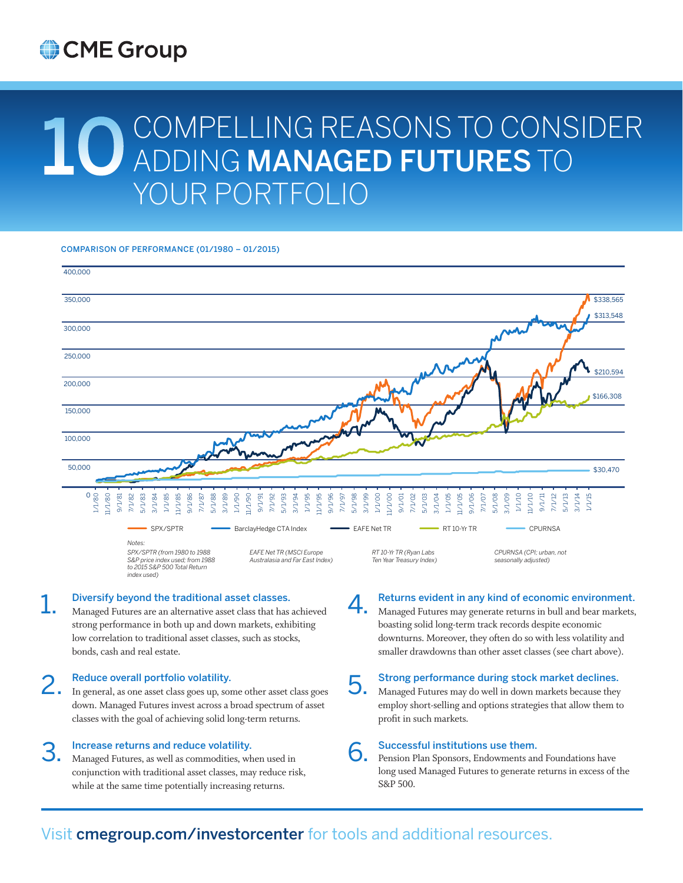# 10 COMPELLING REASONS TO CONSIDER ADDING **MANAGED FUTURES** TO YOUR PORTFOLIO

COMPARISON OF PERFORMANCE (01/1980 – 01/2015)

SPX/SPTR: $338,565
BarclayHedge CTA Index: $313,548
EAFE Net TR: $210,594
RT 10-Yr TR: $166,308
CPURNSA: $30,470

Notes:

*SPX/SPTR (from 1980 to 1988 S&P price index used; from 1988 to 2015 S&P 500 Total Return index used)*

*EAFE Net TR (MSCI Europe Australasia and Far East Index)*

*RT 10-Yr TR (Ryan Labs Ten Year Treasury Index)*

*CPURNSA (CPI; urban, not seasonally adjusted)*

1. **Diversify beyond the traditional asset classes.**
   Managed Futures are an alternative asset class that has achieved strong performance in both up and down markets, exhibiting low correlation to traditional asset classes, such as stocks, bonds, cash and real estate.

2. **Reduce overall portfolio volatility.**
   In general, as one asset class goes up, some other asset class goes down. Managed Futures invest across a broad spectrum of asset classes with the goal of achieving solid long-term returns.

3. **Increase returns and reduce volatility.**
   Managed Futures, as well as commodities, when used in conjunction with traditional asset classes, may reduce risk, while at the same time potentially increasing returns.

4. **Returns evident in any kind of economic environment.**
   Managed Futures may generate returns in bull and bear markets, boasting solid long-term track records despite economic downturns. Moreover, they often do so with less volatility and smaller drawdowns than other asset classes (see chart above).

5. **Strong performance during stock market declines.**
   Managed Futures may do well in down markets because they employ short-selling and options strategies that allow them to profit in such markets.

6. **Successful institutions use them.**
   Pension Plan Sponsors, Endowments and Foundations have long used Managed Futures to generate returns in excess of the S&P 500.

Visit **cmegroup.com/investorcenter** for tools and additional resources.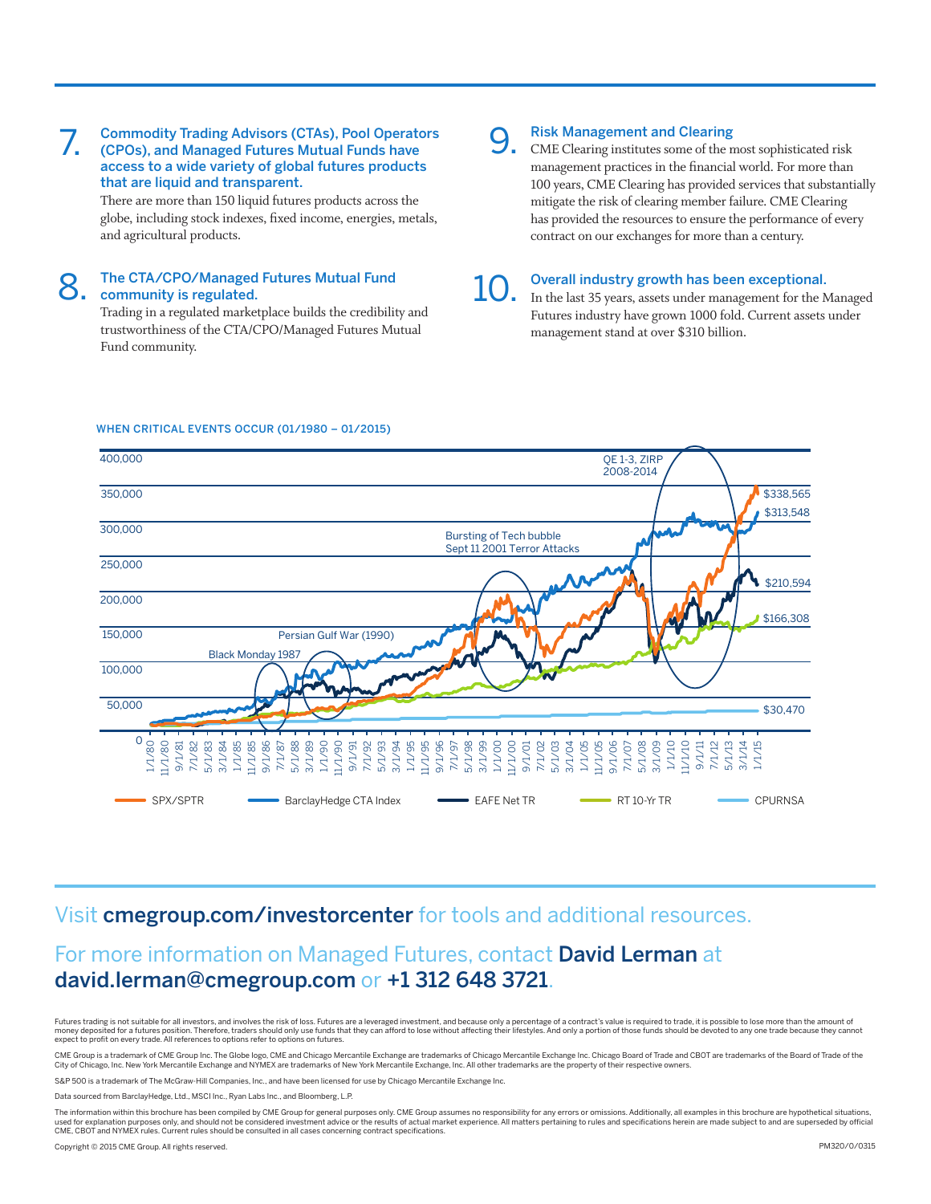## 7. Commodity Trading Advisors (CTAs), Pool Operators (CPOs), and Managed Futures Mutual Funds have access to a wide variety of global futures products that are liquid and transparent.

There are more than 150 liquid futures products across the globe, including stock indexes, fixed income, energies, metals, and agricultural products.

## 8. The CTA/CPO/Managed Futures Mutual Fund community is regulated.

Trading in a regulated marketplace builds the credibility and trustworthiness of the CTA/CPO/Managed Futures Mutual Fund community.

## 9. Risk Management and Clearing

CME Clearing institutes some of the most sophisticated risk management practices in the financial world. For more than 100 years, CME Clearing has provided services that substantially mitigate the risk of clearing member failure. CME Clearing has provided the resources to ensure the performance of every contract on our exchanges for more than a century.

## 10. Overall industry growth has been exceptional.

In the last 35 years, assets under management for the Managed Futures industry have grown 1000 fold. Current assets under management stand at over $310 billion.

### WHEN CRITICAL EVENTS OCCUR (01/1980 – 01/2015)

400,000
350,000
300,000
250,000
200,000
150,000
100,000
50,000
0

QE 1-3, ZIRP 2008-2014
Bursting of Tech bubble
Sept 11 2001 Terror Attacks
Persian Gulf War (1990)
Black Monday 1987

$338,565
$313,548
$210,594
$166,308
$30,470

1/1/80, 11/1/80, 9/1/81, 7/1/82, 5/1/83, 3/1/84, 1/1/85, 11/1/85, 9/1/86, 7/1/87, 5/1/88, 3/1/89, 1/1/90, 11/1/90, 9/1/91, 7/1/92, 5/1/93, 3/1/94, 1/1/95, 11/1/95, 9/1/96, 7/1/97, 5/1/98, 3/1/99, 1/1/00, 11/1/00, 9/1/01, 7/1/02, 5/1/03, 3/1/04, 1/1/05, 11/1/05, 9/1/06, 7/1/07, 5/1/08, 3/1/09, 1/1/10, 11/1/10, 9/1/11, 7/1/12, 5/1/13, 3/1/14, 1/1/15

SPX/SPTR — BarclayHedge CTA Index — EAFE Net TR — RT 10-Yr TR — CPURNSA

Visit **cmegroup.com/investorcenter** for tools and additional resources.

For more information on Managed Futures, contact **David Lerman** at **david.lerman@cmegroup.com** or **+1 312 648 3721**.

Futures trading is not suitable for all investors, and involves the risk of loss. Futures are a leveraged investment, and because only a percentage of a contract's value is required to trade, it is possible to lose more than the amount of money deposited for a futures position. Therefore, traders should only use funds that they can afford to lose without affecting their lifestyles. And only a portion of those funds should be devoted to any one trade because they cannot expect to profit on every trade. All references to options refer to options on futures.

CME Group is a trademark of CME Group Inc. The Globe logo, CME and Chicago Mercantile Exchange are trademarks of Chicago Mercantile Exchange Inc. Chicago Board of Trade and CBOT are trademarks of the Board of Trade of the City of Chicago, Inc. New York Mercantile Exchange and NYMEX are trademarks of New York Mercantile Exchange, Inc. All other trademarks are the property of their respective owners.

S&P 500 is a trademark of The McGraw-Hill Companies, Inc., and have been licensed for use by Chicago Mercantile Exchange Inc.

Data sourced from BarclayHedge, Ltd., MSCI Inc., Ryan Labs Inc., and Bloomberg, L.P.

The information within this brochure has been compiled by CME Group for general purposes only. CME Group assumes no responsibility for any errors or omissions. Additionally, all examples in this brochure are hypothetical situations, used for explanation purposes only, and should not be considered investment advice or the results of actual market experience. All matters pertaining to rules and specifications herein are made subject to and are superseded by official CME, CBOT and NYMEX rules. Current rules should be consulted in all cases concerning contract specifications.

Copyright © 2015 CME Group. All rights reserved.

PM320/0/0315